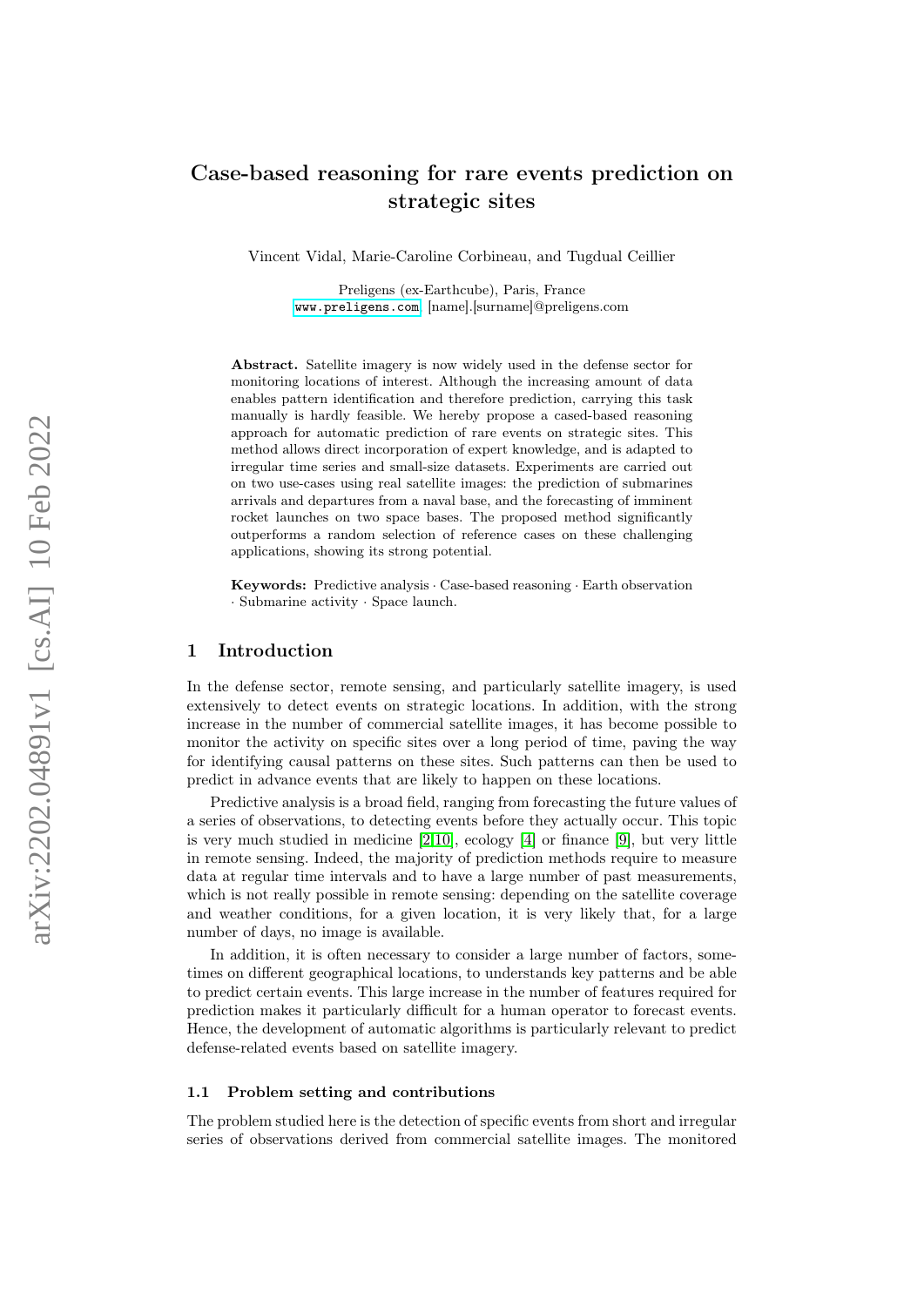# Case-based reasoning for rare events prediction on strategic sites

Vincent Vidal, Marie-Caroline Corbineau, and Tugdual Ceillier

Preligens (ex-Earthcube), Paris, France
www.preligens.com, [name].[surname]@preligens.com

**Abstract.** Satellite imagery is now widely used in the defense sector for monitoring locations of interest. Although the increasing amount of data enables pattern identification and therefore prediction, carrying this task manually is hardly feasible. We hereby propose a cased-based reasoning approach for automatic prediction of rare events on strategic sites. This method allows direct incorporation of expert knowledge, and is adapted to irregular time series and small-size datasets. Experiments are carried out on two use-cases using real satellite images: the prediction of submarines arrivals and departures from a naval base, and the forecasting of imminent rocket launches on two space bases. The proposed method significantly outperforms a random selection of reference cases on these challenging applications, showing its strong potential.

**Keywords:** Predictive analysis · Case-based reasoning · Earth observation · Submarine activity · Space launch.

## 1 Introduction

In the defense sector, remote sensing, and particularly satellite imagery, is used extensively to detect events on strategic locations. In addition, with the strong increase in the number of commercial satellite images, it has become possible to monitor the activity on specific sites over a long period of time, paving the way for identifying causal patterns on these sites. Such patterns can then be used to predict in advance events that are likely to happen on these locations.

Predictive analysis is a broad field, ranging from forecasting the future values of a series of observations, to detecting events before they actually occur. This topic is very much studied in medicine [2,10], ecology [4] or finance [9], but very little in remote sensing. Indeed, the majority of prediction methods require to measure data at regular time intervals and to have a large number of past measurements, which is not really possible in remote sensing: depending on the satellite coverage and weather conditions, for a given location, it is very likely that, for a large number of days, no image is available.

In addition, it is often necessary to consider a large number of factors, sometimes on different geographical locations, to understands key patterns and be able to predict certain events. This large increase in the number of features required for prediction makes it particularly difficult for a human operator to forecast events. Hence, the development of automatic algorithms is particularly relevant to predict defense-related events based on satellite imagery.

### 1.1 Problem setting and contributions

The problem studied here is the detection of specific events from short and irregular series of observations derived from commercial satellite images. The monitored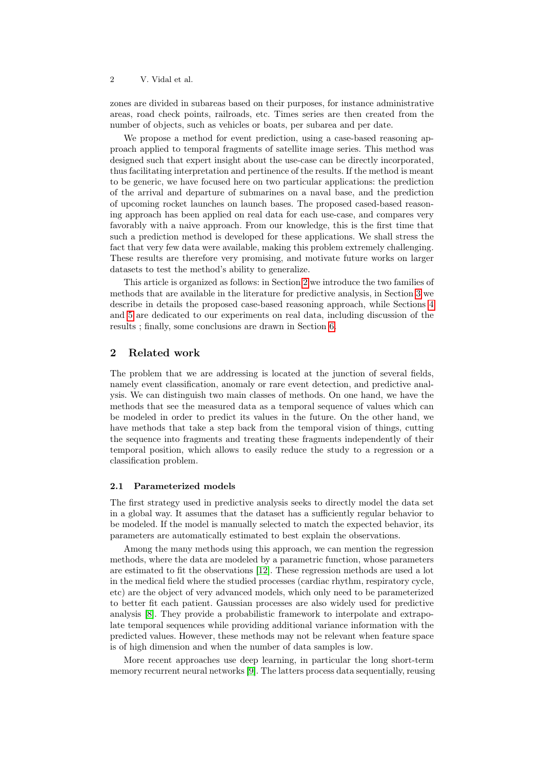zones are divided in subareas based on their purposes, for instance administrative areas, road check points, railroads, etc. Times series are then created from the number of objects, such as vehicles or boats, per subarea and per date.

We propose a method for event prediction, using a case-based reasoning approach applied to temporal fragments of satellite image series. This method was designed such that expert insight about the use-case can be directly incorporated, thus facilitating interpretation and pertinence of the results. If the method is meant to be generic, we have focused here on two particular applications: the prediction of the arrival and departure of submarines on a naval base, and the prediction of upcoming rocket launches on launch bases. The proposed cased-based reasoning approach has been applied on real data for each use-case, and compares very favorably with a naive approach. From our knowledge, this is the first time that such a prediction method is developed for these applications. We shall stress the fact that very few data were available, making this problem extremely challenging. These results are therefore very promising, and motivate future works on larger datasets to test the method's ability to generalize.

This article is organized as follows: in Section 2 we introduce the two families of methods that are available in the literature for predictive analysis, in Section 3 we describe in details the proposed case-based reasoning approach, while Sections 4 and 5 are dedicated to our experiments on real data, including discussion of the results ; finally, some conclusions are drawn in Section 6.

## 2 Related work

The problem that we are addressing is located at the junction of several fields, namely event classification, anomaly or rare event detection, and predictive analysis. We can distinguish two main classes of methods. On one hand, we have the methods that see the measured data as a temporal sequence of values which can be modeled in order to predict its values in the future. On the other hand, we have methods that take a step back from the temporal vision of things, cutting the sequence into fragments and treating these fragments independently of their temporal position, which allows to easily reduce the study to a regression or a classification problem.

### 2.1 Parameterized models

The first strategy used in predictive analysis seeks to directly model the data set in a global way. It assumes that the dataset has a sufficiently regular behavior to be modeled. If the model is manually selected to match the expected behavior, its parameters are automatically estimated to best explain the observations.

Among the many methods using this approach, we can mention the regression methods, where the data are modeled by a parametric function, whose parameters are estimated to fit the observations [12]. These regression methods are used a lot in the medical field where the studied processes (cardiac rhythm, respiratory cycle, etc) are the object of very advanced models, which only need to be parameterized to better fit each patient. Gaussian processes are also widely used for predictive analysis [8]. They provide a probabilistic framework to interpolate and extrapolate temporal sequences while providing additional variance information with the predicted values. However, these methods may not be relevant when feature space is of high dimension and when the number of data samples is low.

More recent approaches use deep learning, in particular the long short-term memory recurrent neural networks [9]. The latters process data sequentially, reusing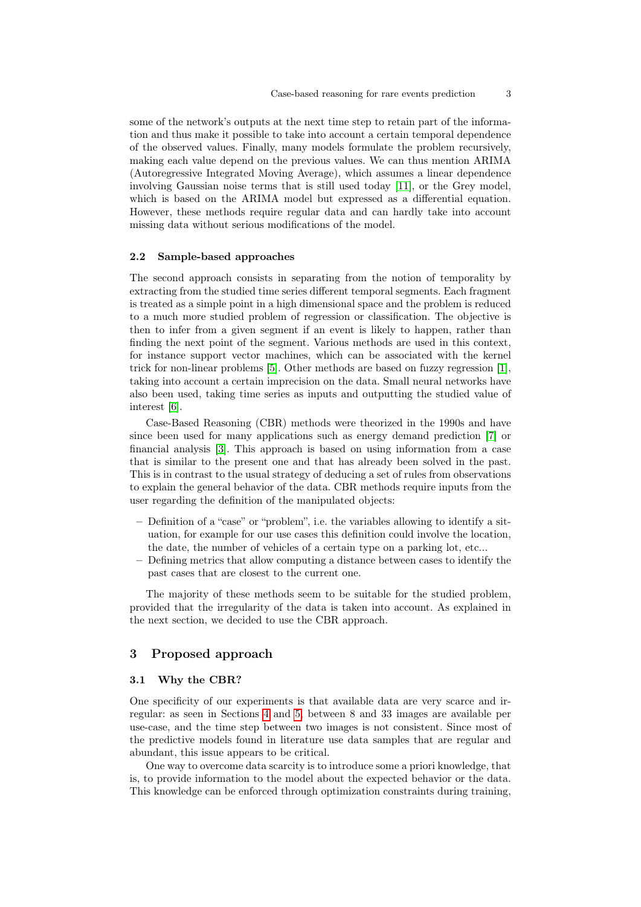some of the network's outputs at the next time step to retain part of the information and thus make it possible to take into account a certain temporal dependence of the observed values. Finally, many models formulate the problem recursively, making each value depend on the previous values. We can thus mention ARIMA (Autoregressive Integrated Moving Average), which assumes a linear dependence involving Gaussian noise terms that is still used today [11], or the Grey model, which is based on the ARIMA model but expressed as a differential equation. However, these methods require regular data and can hardly take into account missing data without serious modifications of the model.

### 2.2 Sample-based approaches

The second approach consists in separating from the notion of temporality by extracting from the studied time series different temporal segments. Each fragment is treated as a simple point in a high dimensional space and the problem is reduced to a much more studied problem of regression or classification. The objective is then to infer from a given segment if an event is likely to happen, rather than finding the next point of the segment. Various methods are used in this context, for instance support vector machines, which can be associated with the kernel trick for non-linear problems [5]. Other methods are based on fuzzy regression [1], taking into account a certain imprecision on the data. Small neural networks have also been used, taking time series as inputs and outputting the studied value of interest [6].

Case-Based Reasoning (CBR) methods were theorized in the 1990s and have since been used for many applications such as energy demand prediction [7] or financial analysis [3]. This approach is based on using information from a case that is similar to the present one and that has already been solved in the past. This is in contrast to the usual strategy of deducing a set of rules from observations to explain the general behavior of the data. CBR methods require inputs from the user regarding the definition of the manipulated objects:

- Definition of a "case" or "problem", i.e. the variables allowing to identify a situation, for example for our use cases this definition could involve the location, the date, the number of vehicles of a certain type on a parking lot, etc...
- Defining metrics that allow computing a distance between cases to identify the past cases that are closest to the current one.

The majority of these methods seem to be suitable for the studied problem, provided that the irregularity of the data is taken into account. As explained in the next section, we decided to use the CBR approach.

## 3 Proposed approach

### 3.1 Why the CBR?

One specificity of our experiments is that available data are very scarce and irregular: as seen in Sections 4 and 5, between 8 and 33 images are available per use-case, and the time step between two images is not consistent. Since most of the predictive models found in literature use data samples that are regular and abundant, this issue appears to be critical.

One way to overcome data scarcity is to introduce some a priori knowledge, that is, to provide information to the model about the expected behavior or the data. This knowledge can be enforced through optimization constraints during training,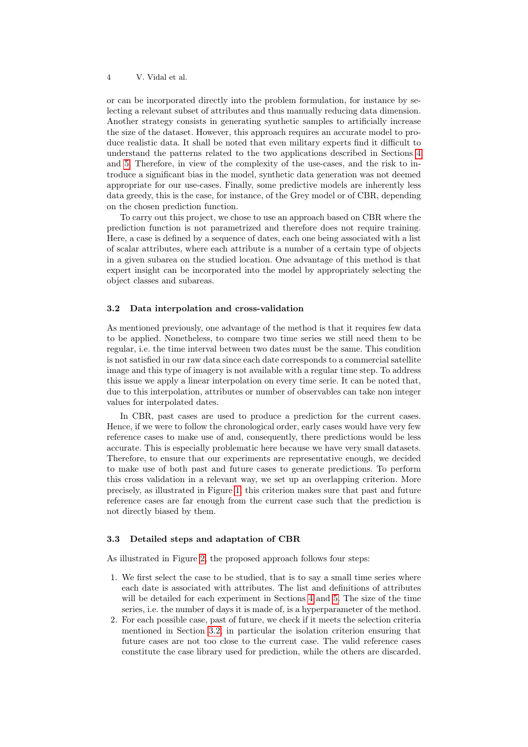or can be incorporated directly into the problem formulation, for instance by selecting a relevant subset of attributes and thus manually reducing data dimension. Another strategy consists in generating synthetic samples to artificially increase the size of the dataset. However, this approach requires an accurate model to produce realistic data. It shall be noted that even military experts find it difficult to understand the patterns related to the two applications described in Sections 4 and 5. Therefore, in view of the complexity of the use-cases, and the risk to introduce a significant bias in the model, synthetic data generation was not deemed appropriate for our use-cases. Finally, some predictive models are inherently less data greedy, this is the case, for instance, of the Grey model or of CBR, depending on the chosen prediction function.

To carry out this project, we chose to use an approach based on CBR where the prediction function is not parametrized and therefore does not require training. Here, a case is defined by a sequence of dates, each one being associated with a list of scalar attributes, where each attribute is a number of a certain type of objects in a given subarea on the studied location. One advantage of this method is that expert insight can be incorporated into the model by appropriately selecting the object classes and subareas.

### 3.2 Data interpolation and cross-validation

As mentioned previously, one advantage of the method is that it requires few data to be applied. Nonetheless, to compare two time series we still need them to be regular, i.e. the time interval between two dates must be the same. This condition is not satisfied in our raw data since each date corresponds to a commercial satellite image and this type of imagery is not available with a regular time step. To address this issue we apply a linear interpolation on every time serie. It can be noted that, due to this interpolation, attributes or number of observables can take non integer values for interpolated dates.

In CBR, past cases are used to produce a prediction for the current cases. Hence, if we were to follow the chronological order, early cases would have very few reference cases to make use of and, consequently, there predictions would be less accurate. This is especially problematic here because we have very small datasets. Therefore, to ensure that our experiments are representative enough, we decided to make use of both past and future cases to generate predictions. To perform this cross validation in a relevant way, we set up an overlapping criterion. More precisely, as illustrated in Figure 1, this criterion makes sure that past and future reference cases are far enough from the current case such that the prediction is not directly biased by them.

### 3.3 Detailed steps and adaptation of CBR

As illustrated in Figure 2, the proposed approach follows four steps:

1. We first select the case to be studied, that is to say a small time series where each date is associated with attributes. The list and definitions of attributes will be detailed for each experiment in Sections 4 and 5. The size of the time series, i.e. the number of days it is made of, is a hyperparameter of the method.
2. For each possible case, past of future, we check if it meets the selection criteria mentioned in Section 3.2, in particular the isolation criterion ensuring that future cases are not too close to the current case. The valid reference cases constitute the case library used for prediction, while the others are discarded.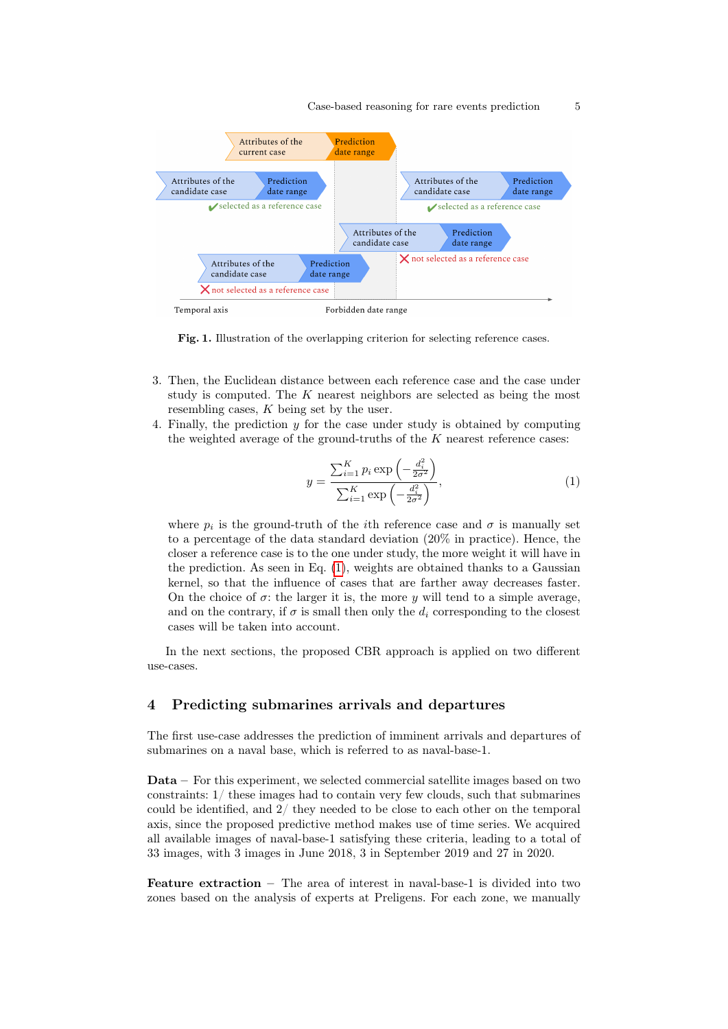Fig. 1. Illustration of the overlapping criterion for selecting reference cases.

3. Then, the Euclidean distance between each reference case and the case under study is computed. The $K$ nearest neighbors are selected as being the most resembling cases, $K$ being set by the user.
4. Finally, the prediction $y$ for the case under study is obtained by computing the weighted average of the ground-truths of the $K$ nearest reference cases:

$$y = \frac{\sum_{i=1}^{K} p_i \exp\left(-\frac{d_i^2}{2\sigma^2}\right)}{\sum_{i=1}^{K} \exp\left(-\frac{d_i^2}{2\sigma^2}\right)}, \tag{1}$$

where $p_i$ is the ground-truth of the $i$th reference case and $\sigma$ is manually set to a percentage of the data standard deviation (20% in practice). Hence, the closer a reference case is to the one under study, the more weight it will have in the prediction. As seen in Eq. (1), weights are obtained thanks to a Gaussian kernel, so that the influence of cases that are farther away decreases faster. On the choice of $\sigma$: the larger it is, the more $y$ will tend to a simple average, and on the contrary, if $\sigma$ is small then only the $d_i$ corresponding to the closest cases will be taken into account.

In the next sections, the proposed CBR approach is applied on two different use-cases.

## 4 Predicting submarines arrivals and departures

The first use-case addresses the prediction of imminent arrivals and departures of submarines on a naval base, which is referred to as naval-base-1.

**Data** – For this experiment, we selected commercial satellite images based on two constraints: 1/ these images had to contain very few clouds, such that submarines could be identified, and 2/ they needed to be close to each other on the temporal axis, since the proposed predictive method makes use of time series. We acquired all available images of naval-base-1 satisfying these criteria, leading to a total of 33 images, with 3 images in June 2018, 3 in September 2019 and 27 in 2020.

**Feature extraction** – The area of interest in naval-base-1 is divided into two zones based on the analysis of experts at Preligens. For each zone, we manually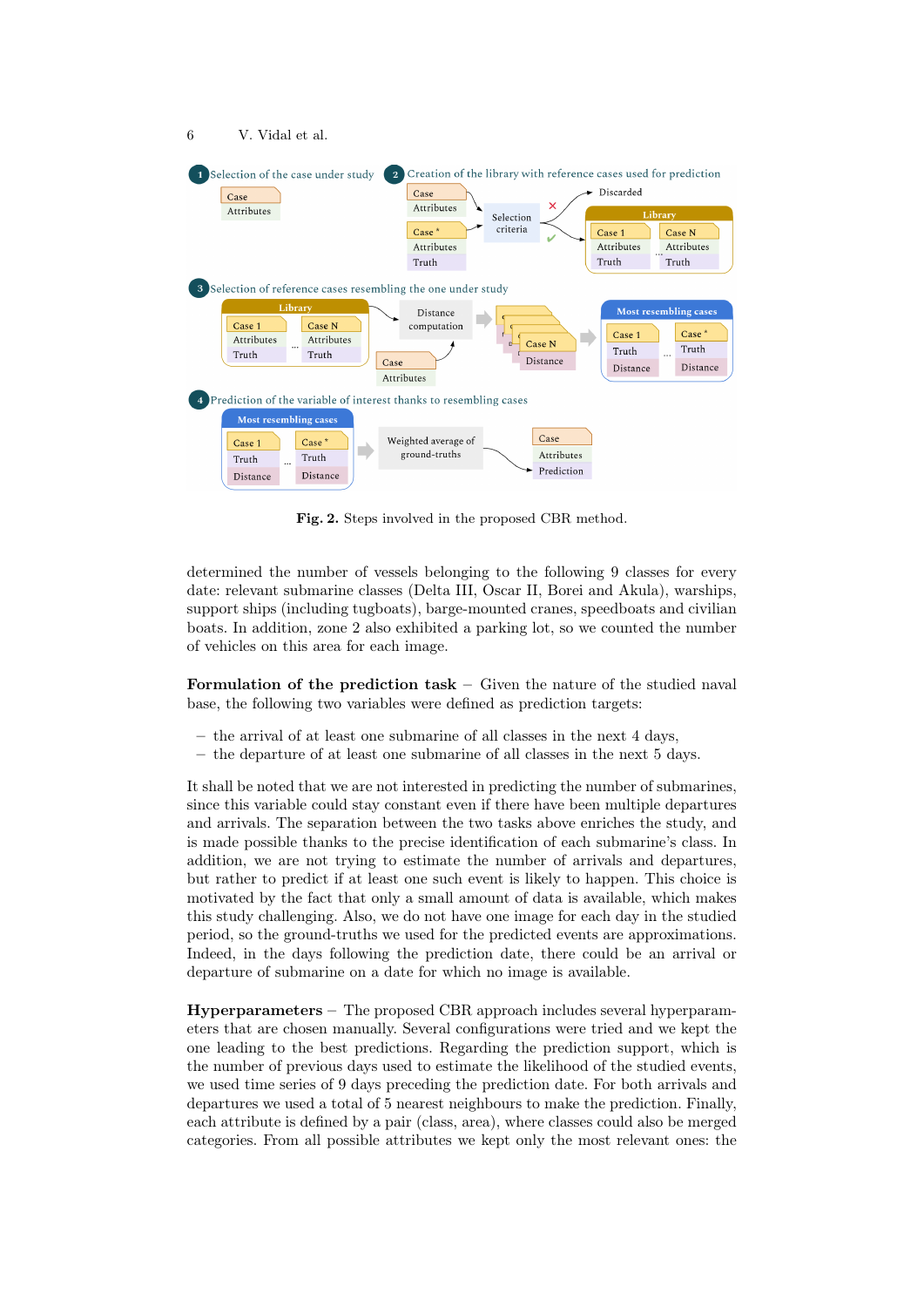**Fig. 2.** Steps involved in the proposed CBR method.

determined the number of vessels belonging to the following 9 classes for every date: relevant submarine classes (Delta III, Oscar II, Borei and Akula), warships, support ships (including tugboats), barge-mounted cranes, speedboats and civilian boats. In addition, zone 2 also exhibited a parking lot, so we counted the number of vehicles on this area for each image.

**Formulation of the prediction task** – Given the nature of the studied naval base, the following two variables were defined as prediction targets:

- the arrival of at least one submarine of all classes in the next 4 days,
- the departure of at least one submarine of all classes in the next 5 days.

It shall be noted that we are not interested in predicting the number of submarines, since this variable could stay constant even if there have been multiple departures and arrivals. The separation between the two tasks above enriches the study, and is made possible thanks to the precise identification of each submarine's class. In addition, we are not trying to estimate the number of arrivals and departures, but rather to predict if at least one such event is likely to happen. This choice is motivated by the fact that only a small amount of data is available, which makes this study challenging. Also, we do not have one image for each day in the studied period, so the ground-truths we used for the predicted events are approximations. Indeed, in the days following the prediction date, there could be an arrival or departure of submarine on a date for which no image is available.

**Hyperparameters** – The proposed CBR approach includes several hyperparameters that are chosen manually. Several configurations were tried and we kept the one leading to the best predictions. Regarding the prediction support, which is the number of previous days used to estimate the likelihood of the studied events, we used time series of 9 days preceding the prediction date. For both arrivals and departures we used a total of 5 nearest neighbours to make the prediction. Finally, each attribute is defined by a pair (class, area), where classes could also be merged categories. From all possible attributes we kept only the most relevant ones: the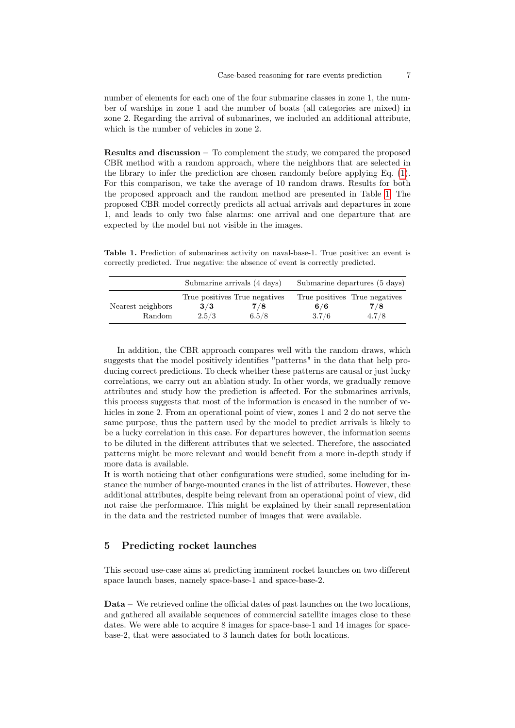number of elements for each one of the four submarine classes in zone 1, the number of warships in zone 1 and the number of boats (all categories are mixed) in zone 2. Regarding the arrival of submarines, we included an additional attribute, which is the number of vehicles in zone 2.

**Results and discussion** – To complement the study, we compared the proposed CBR method with a random approach, where the neighbors that are selected in the library to infer the prediction are chosen randomly before applying Eq. (1). For this comparison, we take the average of 10 random draws. Results for both the proposed approach and the random method are presented in Table 1. The proposed CBR model correctly predicts all actual arrivals and departures in zone 1, and leads to only two false alarms: one arrival and one departure that are expected by the model but not visible in the images.

**Table 1.** Prediction of submarines activity on naval-base-1. True positive: an event is correctly predicted. True negative: the absence of event is correctly predicted.

| | Submarine arrivals (4 days) | | Submarine departures (5 days) | |
|---|---|---|---|---|
| | True positives | True negatives | True positives | True negatives |
| Nearest neighbors | **3/3** | **7/8** | **6/6** | **7/8** |
| Random | 2.5/3 | 6.5/8 | 3.7/6 | 4.7/8 |

In addition, the CBR approach compares well with the random draws, which suggests that the model positively identifies "patterns" in the data that help producing correct predictions. To check whether these patterns are causal or just lucky correlations, we carry out an ablation study. In other words, we gradually remove attributes and study how the prediction is affected. For the submarines arrivals, this process suggests that most of the information is encased in the number of vehicles in zone 2. From an operational point of view, zones 1 and 2 do not serve the same purpose, thus the pattern used by the model to predict arrivals is likely to be a lucky correlation in this case. For departures however, the information seems to be diluted in the different attributes that we selected. Therefore, the associated patterns might be more relevant and would benefit from a more in-depth study if more data is available.
It is worth noticing that other configurations were studied, some including for instance the number of barge-mounted cranes in the list of attributes. However, these additional attributes, despite being relevant from an operational point of view, did not raise the performance. This might be explained by their small representation in the data and the restricted number of images that were available.

## 5 Predicting rocket launches

This second use-case aims at predicting imminent rocket launches on two different space launch bases, namely space-base-1 and space-base-2.

**Data** – We retrieved online the official dates of past launches on the two locations, and gathered all available sequences of commercial satellite images close to these dates. We were able to acquire 8 images for space-base-1 and 14 images for space-base-2, that were associated to 3 launch dates for both locations.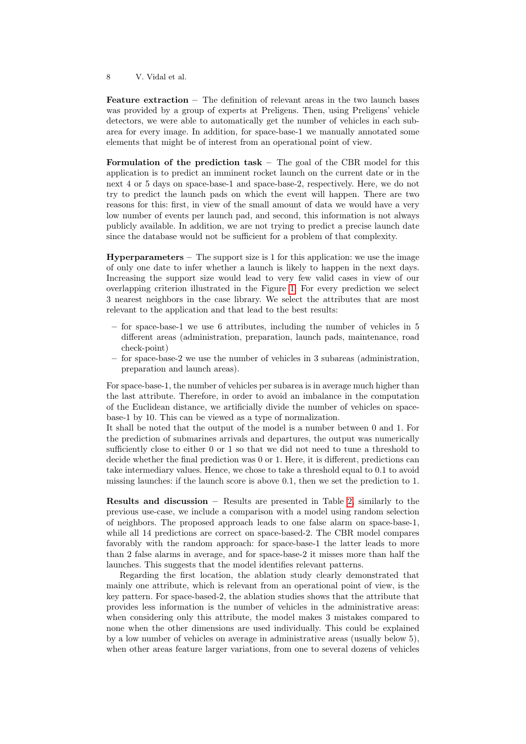**Feature extraction** – The definition of relevant areas in the two launch bases was provided by a group of experts at Preligens. Then, using Preligens' vehicle detectors, we were able to automatically get the number of vehicles in each subarea for every image. In addition, for space-base-1 we manually annotated some elements that might be of interest from an operational point of view.

**Formulation of the prediction task** – The goal of the CBR model for this application is to predict an imminent rocket launch on the current date or in the next 4 or 5 days on space-base-1 and space-base-2, respectively. Here, we do not try to predict the launch pads on which the event will happen. There are two reasons for this: first, in view of the small amount of data we would have a very low number of events per launch pad, and second, this information is not always publicly available. In addition, we are not trying to predict a precise launch date since the database would not be sufficient for a problem of that complexity.

**Hyperparameters** – The support size is 1 for this application: we use the image of only one date to infer whether a launch is likely to happen in the next days. Increasing the support size would lead to very few valid cases in view of our overlapping criterion illustrated in the Figure 1. For every prediction we select 3 nearest neighbors in the case library. We select the attributes that are most relevant to the application and that lead to the best results:

- for space-base-1 we use 6 attributes, including the number of vehicles in 5 different areas (administration, preparation, launch pads, maintenance, road check-point)
- for space-base-2 we use the number of vehicles in 3 subareas (administration, preparation and launch areas).

For space-base-1, the number of vehicles per subarea is in average much higher than the last attribute. Therefore, in order to avoid an imbalance in the computation of the Euclidean distance, we artificially divide the number of vehicles on space-base-1 by 10. This can be viewed as a type of normalization.
It shall be noted that the output of the model is a number between 0 and 1. For the prediction of submarines arrivals and departures, the output was numerically sufficiently close to either 0 or 1 so that we did not need to tune a threshold to decide whether the final prediction was 0 or 1. Here, it is different, predictions can take intermediary values. Hence, we chose to take a threshold equal to 0.1 to avoid missing launches: if the launch score is above 0.1, then we set the prediction to 1.

**Results and discussion** – Results are presented in Table 2, similarly to the previous use-case, we include a comparison with a model using random selection of neighbors. The proposed approach leads to one false alarm on space-base-1, while all 14 predictions are correct on space-based-2. The CBR model compares favorably with the random approach: for space-base-1 the latter leads to more than 2 false alarms in average, and for space-base-2 it misses more than half the launches. This suggests that the model identifies relevant patterns.

Regarding the first location, the ablation study clearly demonstrated that mainly one attribute, which is relevant from an operational point of view, is the key pattern. For space-based-2, the ablation studies shows that the attribute that provides less information is the number of vehicles in the administrative areas: when considering only this attribute, the model makes 3 mistakes compared to none when the other dimensions are used individually. This could be explained by a low number of vehicles on average in administrative areas (usually below 5), when other areas feature larger variations, from one to several dozens of vehicles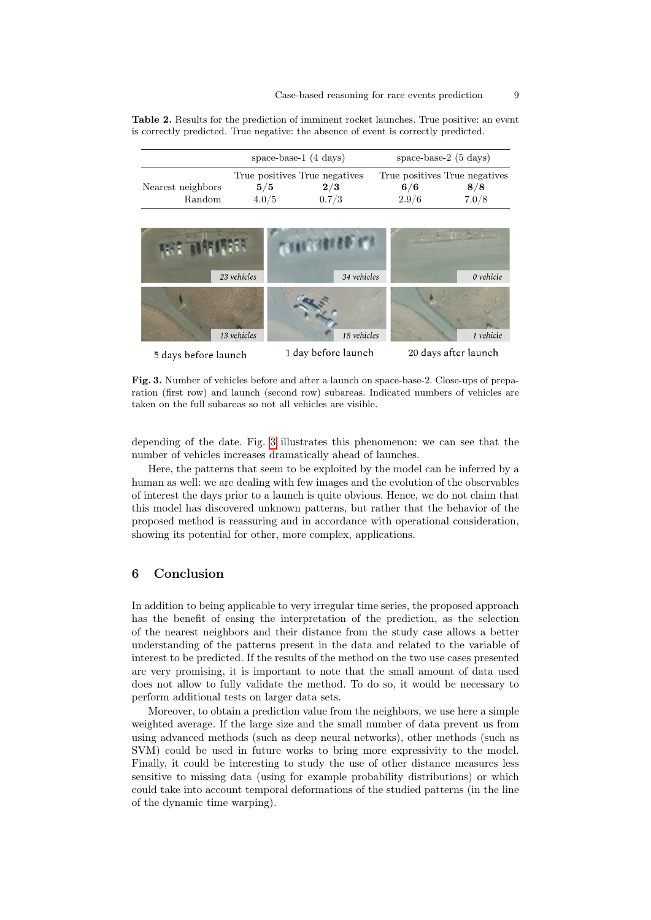**Table 2.** Results for the prediction of imminent rocket launches. True positive: an event is correctly predicted. True negative: the absence of event is correctly predicted.

| | space-base-1 (4 days) | | space-base-2 (5 days) | |
|---|---|---|---|---|
| | True positives | True negatives | True positives | True negatives |
| Nearest neighbors | **5/5** | **2/3** | **6/6** | **8/8** |
| Random | 4.0/5 | 0.7/3 | 2.9/6 | 7.0/8 |

**Fig. 3.** Number of vehicles before and after a launch on space-base-2. Close-ups of preparation (first row) and launch (second row) subareas. Indicated numbers of vehicles are taken on the full subareas so not all vehicles are visible.

depending of the date. Fig. 3 illustrates this phenomenon: we can see that the number of vehicles increases dramatically ahead of launches.

Here, the patterns that seem to be exploited by the model can be inferred by a human as well: we are dealing with few images and the evolution of the observables of interest the days prior to a launch is quite obvious. Hence, we do not claim that this model has discovered unknown patterns, but rather that the behavior of the proposed method is reassuring and in accordance with operational consideration, showing its potential for other, more complex, applications.

## 6 Conclusion

In addition to being applicable to very irregular time series, the proposed approach has the benefit of easing the interpretation of the prediction, as the selection of the nearest neighbors and their distance from the study case allows a better understanding of the patterns present in the data and related to the variable of interest to be predicted. If the results of the method on the two use cases presented are very promising, it is important to note that the small amount of data used does not allow to fully validate the method. To do so, it would be necessary to perform additional tests on larger data sets.

Moreover, to obtain a prediction value from the neighbors, we use here a simple weighted average. If the large size and the small number of data prevent us from using advanced methods (such as deep neural networks), other methods (such as SVM) could be used in future works to bring more expressivity to the model. Finally, it could be interesting to study the use of other distance measures less sensitive to missing data (using for example probability distributions) or which could take into account temporal deformations of the studied patterns (in the line of the dynamic time warping).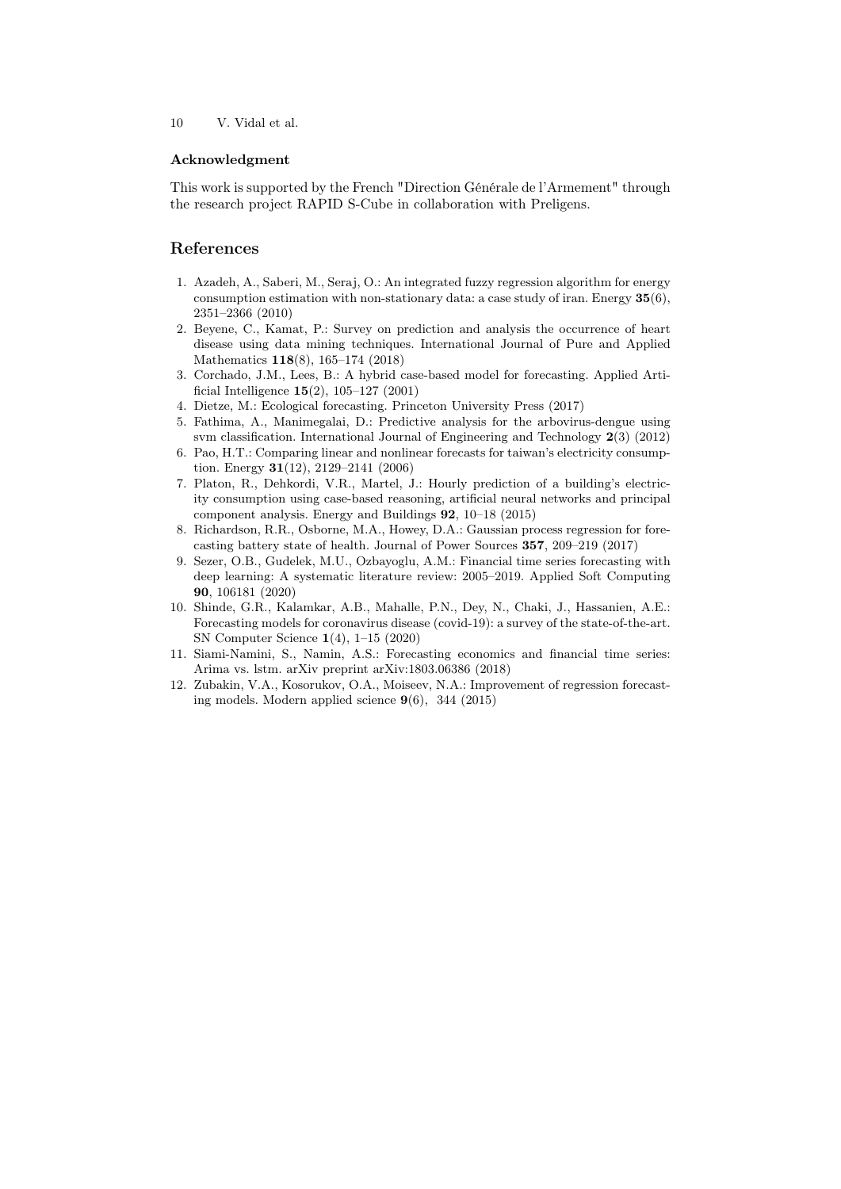### Acknowledgment

This work is supported by the French "Direction Générale de l'Armement" through the research project RAPID S-Cube in collaboration with Preligens.

## References

1. Azadeh, A., Saberi, M., Seraj, O.: An integrated fuzzy regression algorithm for energy consumption estimation with non-stationary data: a case study of iran. Energy **35**(6), 2351–2366 (2010)
2. Beyene, C., Kamat, P.: Survey on prediction and analysis the occurrence of heart disease using data mining techniques. International Journal of Pure and Applied Mathematics **118**(8), 165–174 (2018)
3. Corchado, J.M., Lees, B.: A hybrid case-based model for forecasting. Applied Artificial Intelligence **15**(2), 105–127 (2001)
4. Dietze, M.: Ecological forecasting. Princeton University Press (2017)
5. Fathima, A., Manimegalai, D.: Predictive analysis for the arbovirus-dengue using svm classification. International Journal of Engineering and Technology **2**(3) (2012)
6. Pao, H.T.: Comparing linear and nonlinear forecasts for taiwan's electricity consumption. Energy **31**(12), 2129–2141 (2006)
7. Platon, R., Dehkordi, V.R., Martel, J.: Hourly prediction of a building's electricity consumption using case-based reasoning, artificial neural networks and principal component analysis. Energy and Buildings **92**, 10–18 (2015)
8. Richardson, R.R., Osborne, M.A., Howey, D.A.: Gaussian process regression for forecasting battery state of health. Journal of Power Sources **357**, 209–219 (2017)
9. Sezer, O.B., Gudelek, M.U., Ozbayoglu, A.M.: Financial time series forecasting with deep learning: A systematic literature review: 2005–2019. Applied Soft Computing **90**, 106181 (2020)
10. Shinde, G.R., Kalamkar, A.B., Mahalle, P.N., Dey, N., Chaki, J., Hassanien, A.E.: Forecasting models for coronavirus disease (covid-19): a survey of the state-of-the-art. SN Computer Science **1**(4), 1–15 (2020)
11. Siami-Namini, S., Namin, A.S.: Forecasting economics and financial time series: Arima vs. lstm. arXiv preprint arXiv:1803.06386 (2018)
12. Zubakin, V.A., Kosorukov, O.A., Moiseev, N.A.: Improvement of regression forecasting models. Modern applied science **9**(6), 344 (2015)